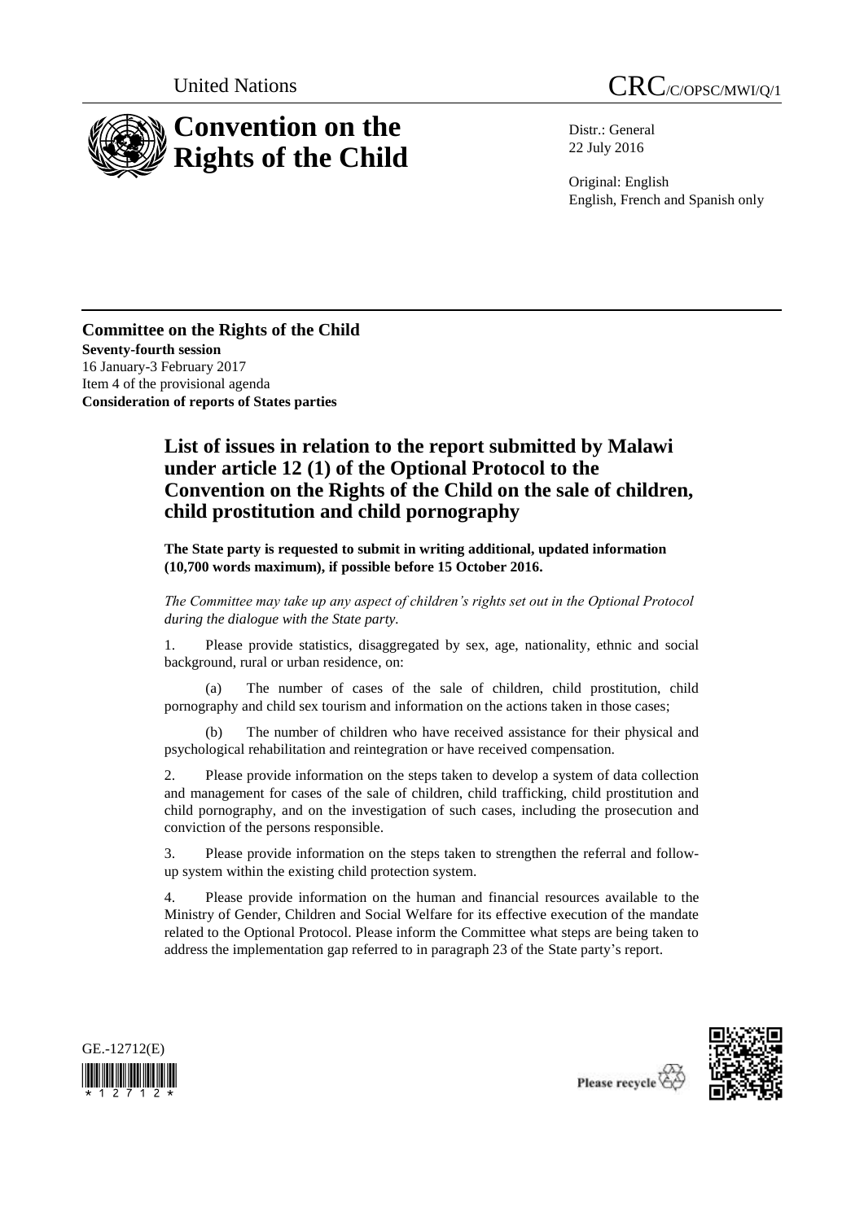United Nations CRC/C/OPSC/MWI/Q/1

# Convention on the Rights of the Child

Distr.: General
22 July 2016

Original: English
English, French and Spanish only

**Committee on the Rights of the Child**
**Seventy-fourth session**
16 January-3 February 2017
Item 4 of the provisional agenda
**Consideration of reports of States parties**

## List of issues in relation to the report submitted by Malawi under article 12 (1) of the Optional Protocol to the Convention on the Rights of the Child on the sale of children, child prostitution and child pornography

**The State party is requested to submit in writing additional, updated information (10,700 words maximum), if possible before 15 October 2016.**

*The Committee may take up any aspect of children's rights set out in the Optional Protocol during the dialogue with the State party.*

1. Please provide statistics, disaggregated by sex, age, nationality, ethnic and social background, rural or urban residence, on:

   (a) The number of cases of the sale of children, child prostitution, child pornography and child sex tourism and information on the actions taken in those cases;

   (b) The number of children who have received assistance for their physical and psychological rehabilitation and reintegration or have received compensation.

2. Please provide information on the steps taken to develop a system of data collection and management for cases of the sale of children, child trafficking, child prostitution and child pornography, and on the investigation of such cases, including the prosecution and conviction of the persons responsible.

3. Please provide information on the steps taken to strengthen the referral and follow-up system within the existing child protection system.

4. Please provide information on the human and financial resources available to the Ministry of Gender, Children and Social Welfare for its effective execution of the mandate related to the Optional Protocol. Please inform the Committee what steps are being taken to address the implementation gap referred to in paragraph 23 of the State party's report.

GE.-12712(E)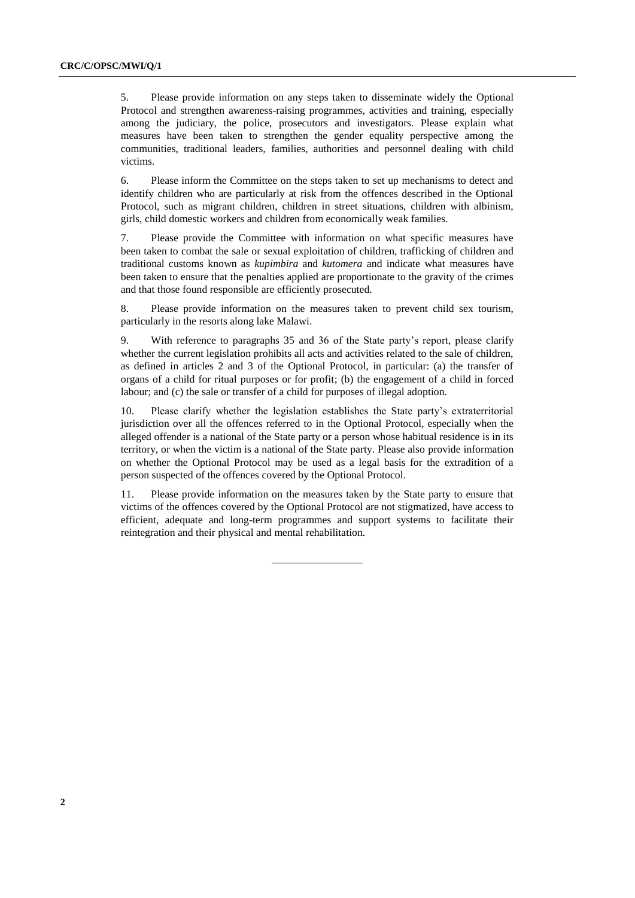5. Please provide information on any steps taken to disseminate widely the Optional Protocol and strengthen awareness-raising programmes, activities and training, especially among the judiciary, the police, prosecutors and investigators. Please explain what measures have been taken to strengthen the gender equality perspective among the communities, traditional leaders, families, authorities and personnel dealing with child victims.

6. Please inform the Committee on the steps taken to set up mechanisms to detect and identify children who are particularly at risk from the offences described in the Optional Protocol, such as migrant children, children in street situations, children with albinism, girls, child domestic workers and children from economically weak families.

7. Please provide the Committee with information on what specific measures have been taken to combat the sale or sexual exploitation of children, trafficking of children and traditional customs known as *kupimbira* and *kutomera* and indicate what measures have been taken to ensure that the penalties applied are proportionate to the gravity of the crimes and that those found responsible are efficiently prosecuted.

8. Please provide information on the measures taken to prevent child sex tourism, particularly in the resorts along lake Malawi.

9. With reference to paragraphs 35 and 36 of the State party's report, please clarify whether the current legislation prohibits all acts and activities related to the sale of children, as defined in articles 2 and 3 of the Optional Protocol, in particular: (a) the transfer of organs of a child for ritual purposes or for profit; (b) the engagement of a child in forced labour; and (c) the sale or transfer of a child for purposes of illegal adoption.

10. Please clarify whether the legislation establishes the State party's extraterritorial jurisdiction over all the offences referred to in the Optional Protocol, especially when the alleged offender is a national of the State party or a person whose habitual residence is in its territory, or when the victim is a national of the State party. Please also provide information on whether the Optional Protocol may be used as a legal basis for the extradition of a person suspected of the offences covered by the Optional Protocol.

11. Please provide information on the measures taken by the State party to ensure that victims of the offences covered by the Optional Protocol are not stigmatized, have access to efficient, adequate and long-term programmes and support systems to facilitate their reintegration and their physical and mental rehabilitation.